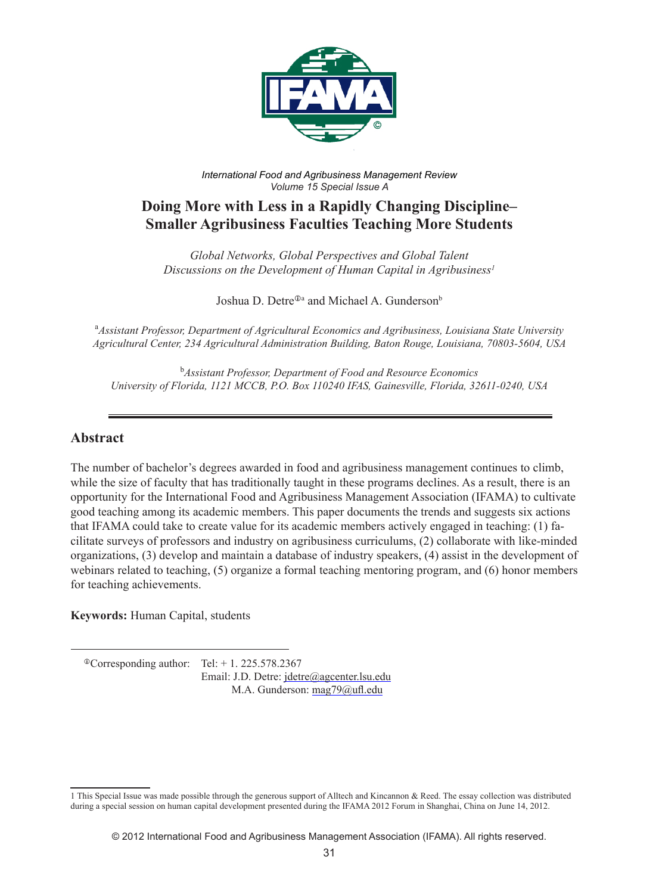*International Food and Agribusiness Management Review*
*Volume 15 Special Issue A*

# Doing More with Less in a Rapidly Changing Discipline–Smaller Agribusiness Faculties Teaching More Students

*Global Networks, Global Perspectives and Global Talent*
*Discussions on the Development of Human Capital in Agribusiness*[1]

Joshua D. Detre[ⓘa] and Michael A. Gunderson[b]

[a]*Assistant Professor, Department of Agricultural Economics and Agribusiness, Louisiana State University Agricultural Center, 234 Agricultural Administration Building, Baton Rouge, Louisiana, 70803-5604, USA*

[b]*Assistant Professor, Department of Food and Resource Economics University of Florida, 1121 MCCB, P.O. Box 110240 IFAS, Gainesville, Florida, 32611-0240, USA*

---

## Abstract

The number of bachelor's degrees awarded in food and agribusiness management continues to climb, while the size of faculty that has traditionally taught in these programs declines. As a result, there is an opportunity for the International Food and Agribusiness Management Association (IFAMA) to cultivate good teaching among its academic members. This paper documents the trends and suggests six actions that IFAMA could take to create value for its academic members actively engaged in teaching: (1) facilitate surveys of professors and industry on agribusiness curriculums, (2) collaborate with like-minded organizations, (3) develop and maintain a database of industry speakers, (4) assist in the development of webinars related to teaching, (5) organize a formal teaching mentoring program, and (6) honor members for teaching achievements.

**Keywords:** Human Capital, students

---

ⓘCorresponding author: Tel: + 1. 225.578.2367
Email: J.D. Detre: jdetre@agcenter.lsu.edu
M.A. Gunderson: mag79@ufl.edu

---

1 This Special Issue was made possible through the generous support of Alltech and Kincannon & Reed. The essay collection was distributed during a special session on human capital development presented during the IFAMA 2012 Forum in Shanghai, China on June 14, 2012.

© 2012 International Food and Agribusiness Management Association (IFAMA). All rights reserved.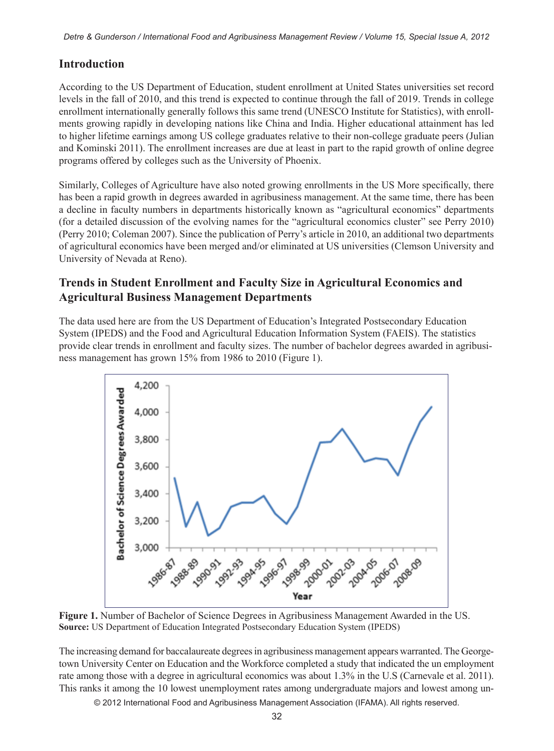## Introduction

According to the US Department of Education, student enrollment at United States universities set record levels in the fall of 2010, and this trend is expected to continue through the fall of 2019. Trends in college enrollment internationally generally follows this same trend (UNESCO Institute for Statistics), with enrollments growing rapidly in developing nations like China and India. Higher educational attainment has led to higher lifetime earnings among US college graduates relative to their non-college graduate peers (Julian and Kominski 2011). The enrollment increases are due at least in part to the rapid growth of online degree programs offered by colleges such as the University of Phoenix.

Similarly, Colleges of Agriculture have also noted growing enrollments in the US More specifically, there has been a rapid growth in degrees awarded in agribusiness management. At the same time, there has been a decline in faculty numbers in departments historically known as "agricultural economics" departments (for a detailed discussion of the evolving names for the "agricultural economics cluster" see Perry 2010) (Perry 2010; Coleman 2007). Since the publication of Perry's article in 2010, an additional two departments of agricultural economics have been merged and/or eliminated at US universities (Clemson University and University of Nevada at Reno).

## Trends in Student Enrollment and Faculty Size in Agricultural Economics and Agricultural Business Management Departments

The data used here are from the US Department of Education's Integrated Postsecondary Education System (IPEDS) and the Food and Agricultural Education Information System (FAEIS). The statistics provide clear trends in enrollment and faculty sizes. The number of bachelor degrees awarded in agribusiness management has grown 15% from 1986 to 2010 (Figure 1).

**Figure 1.** Number of Bachelor of Science Degrees in Agribusiness Management Awarded in the US.
**Source:** US Department of Education Integrated Postsecondary Education System (IPEDS)

The increasing demand for baccalaureate degrees in agribusiness management appears warranted. The Georgetown University Center on Education and the Workforce completed a study that indicated the un employment rate among those with a degree in agricultural economics was about 1.3% in the U.S (Carnevale et al. 2011). This ranks it among the 10 lowest unemployment rates among undergraduate majors and lowest among un-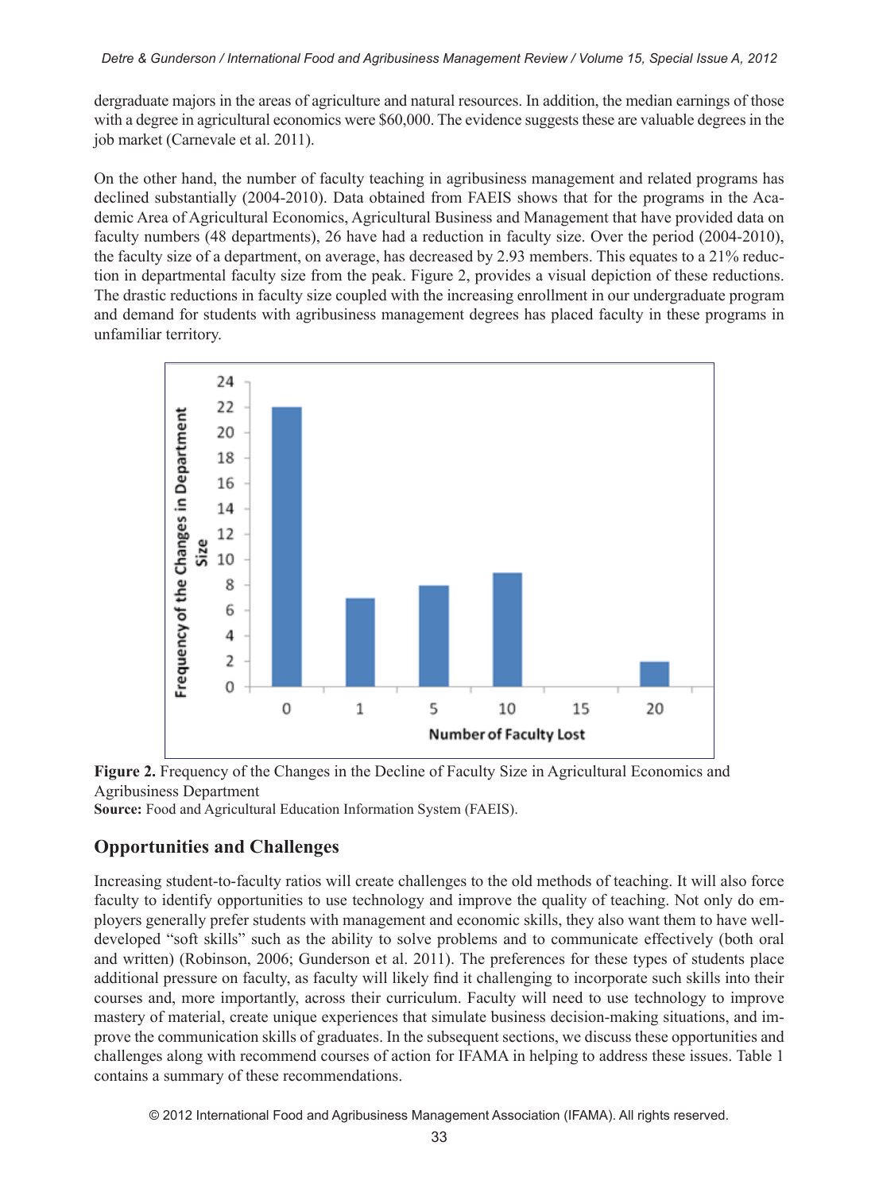dergraduate majors in the areas of agriculture and natural resources. In addition, the median earnings of those with a degree in agricultural economics were $60,000. The evidence suggests these are valuable degrees in the job market (Carnevale et al. 2011).

On the other hand, the number of faculty teaching in agribusiness management and related programs has declined substantially (2004-2010). Data obtained from FAEIS shows that for the programs in the Academic Area of Agricultural Economics, Agricultural Business and Management that have provided data on faculty numbers (48 departments), 26 have had a reduction in faculty size. Over the period (2004-2010), the faculty size of a department, on average, has decreased by 2.93 members. This equates to a 21% reduction in departmental faculty size from the peak. Figure 2, provides a visual depiction of these reductions. The drastic reductions in faculty size coupled with the increasing enrollment in our undergraduate program and demand for students with agribusiness management degrees has placed faculty in these programs in unfamiliar territory.

**Figure 2.** Frequency of the Changes in the Decline of Faculty Size in Agricultural Economics and Agribusiness Department
**Source:** Food and Agricultural Education Information System (FAEIS).

## Opportunities and Challenges

Increasing student-to-faculty ratios will create challenges to the old methods of teaching. It will also force faculty to identify opportunities to use technology and improve the quality of teaching. Not only do employers generally prefer students with management and economic skills, they also want them to have well-developed "soft skills" such as the ability to solve problems and to communicate effectively (both oral and written) (Robinson, 2006; Gunderson et al. 2011). The preferences for these types of students place additional pressure on faculty, as faculty will likely find it challenging to incorporate such skills into their courses and, more importantly, across their curriculum. Faculty will need to use technology to improve mastery of material, create unique experiences that simulate business decision-making situations, and improve the communication skills of graduates. In the subsequent sections, we discuss these opportunities and challenges along with recommend courses of action for IFAMA in helping to address these issues. Table 1 contains a summary of these recommendations.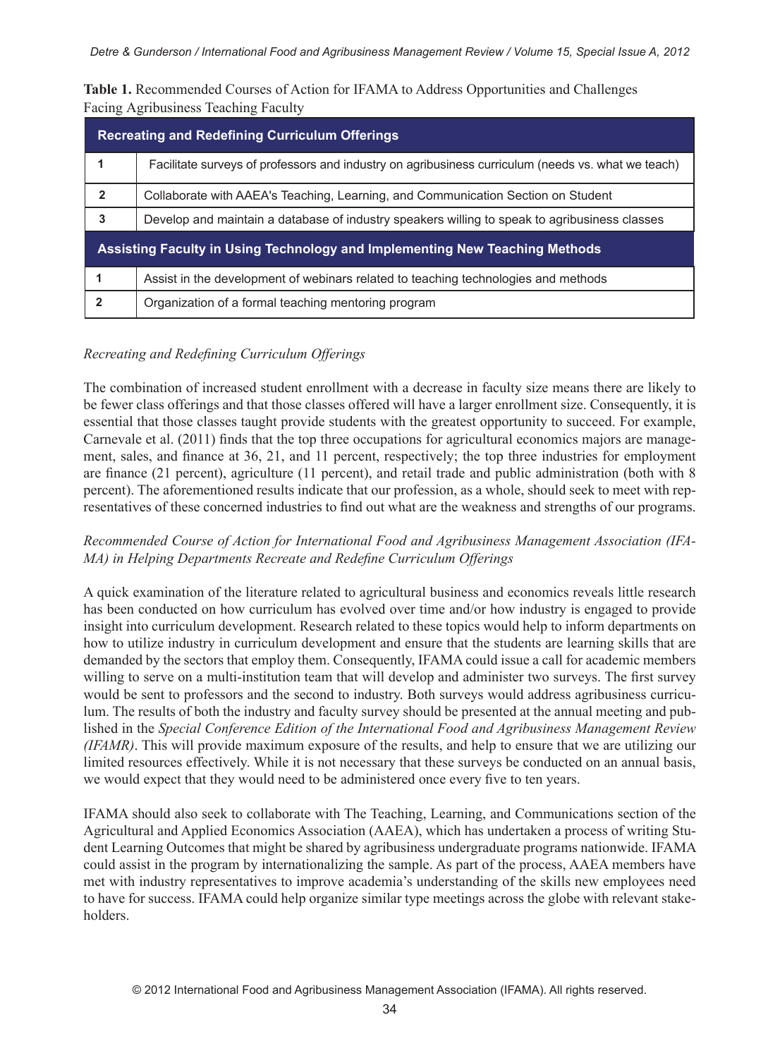**Table 1.** Recommended Courses of Action for IFAMA to Address Opportunities and Challenges Facing Agribusiness Teaching Faculty

| **Recreating and Redefining Curriculum Offerings** | |
|---|---|
| 1 | Facilitate surveys of professors and industry on agribusiness curriculum (needs vs. what we teach) |
| 2 | Collaborate with AAEA's Teaching, Learning, and Communication Section on Student |
| 3 | Develop and maintain a database of industry speakers willing to speak to agribusiness classes |
| **Assisting Faculty in Using Technology and Implementing New Teaching Methods** | |
| 1 | Assist in the development of webinars related to teaching technologies and methods |
| 2 | Organization of a formal teaching mentoring program |

*Recreating and Redefining Curriculum Offerings*

The combination of increased student enrollment with a decrease in faculty size means there are likely to be fewer class offerings and that those classes offered will have a larger enrollment size. Consequently, it is essential that those classes taught provide students with the greatest opportunity to succeed. For example, Carnevale et al. (2011) finds that the top three occupations for agricultural economics majors are management, sales, and finance at 36, 21, and 11 percent, respectively; the top three industries for employment are finance (21 percent), agriculture (11 percent), and retail trade and public administration (both with 8 percent). The aforementioned results indicate that our profession, as a whole, should seek to meet with representatives of these concerned industries to find out what are the weakness and strengths of our programs.

*Recommended Course of Action for International Food and Agribusiness Management Association (IFAMA) in Helping Departments Recreate and Redefine Curriculum Offerings*

A quick examination of the literature related to agricultural business and economics reveals little research has been conducted on how curriculum has evolved over time and/or how industry is engaged to provide insight into curriculum development. Research related to these topics would help to inform departments on how to utilize industry in curriculum development and ensure that the students are learning skills that are demanded by the sectors that employ them. Consequently, IFAMA could issue a call for academic members willing to serve on a multi-institution team that will develop and administer two surveys. The first survey would be sent to professors and the second to industry. Both surveys would address agribusiness curriculum. The results of both the industry and faculty survey should be presented at the annual meeting and published in the *Special Conference Edition of the International Food and Agribusiness Management Review (IFAMR)*. This will provide maximum exposure of the results, and help to ensure that we are utilizing our limited resources effectively. While it is not necessary that these surveys be conducted on an annual basis, we would expect that they would need to be administered once every five to ten years.

IFAMA should also seek to collaborate with The Teaching, Learning, and Communications section of the Agricultural and Applied Economics Association (AAEA), which has undertaken a process of writing Student Learning Outcomes that might be shared by agribusiness undergraduate programs nationwide. IFAMA could assist in the program by internationalizing the sample. As part of the process, AAEA members have met with industry representatives to improve academia's understanding of the skills new employees need to have for success. IFAMA could help organize similar type meetings across the globe with relevant stakeholders.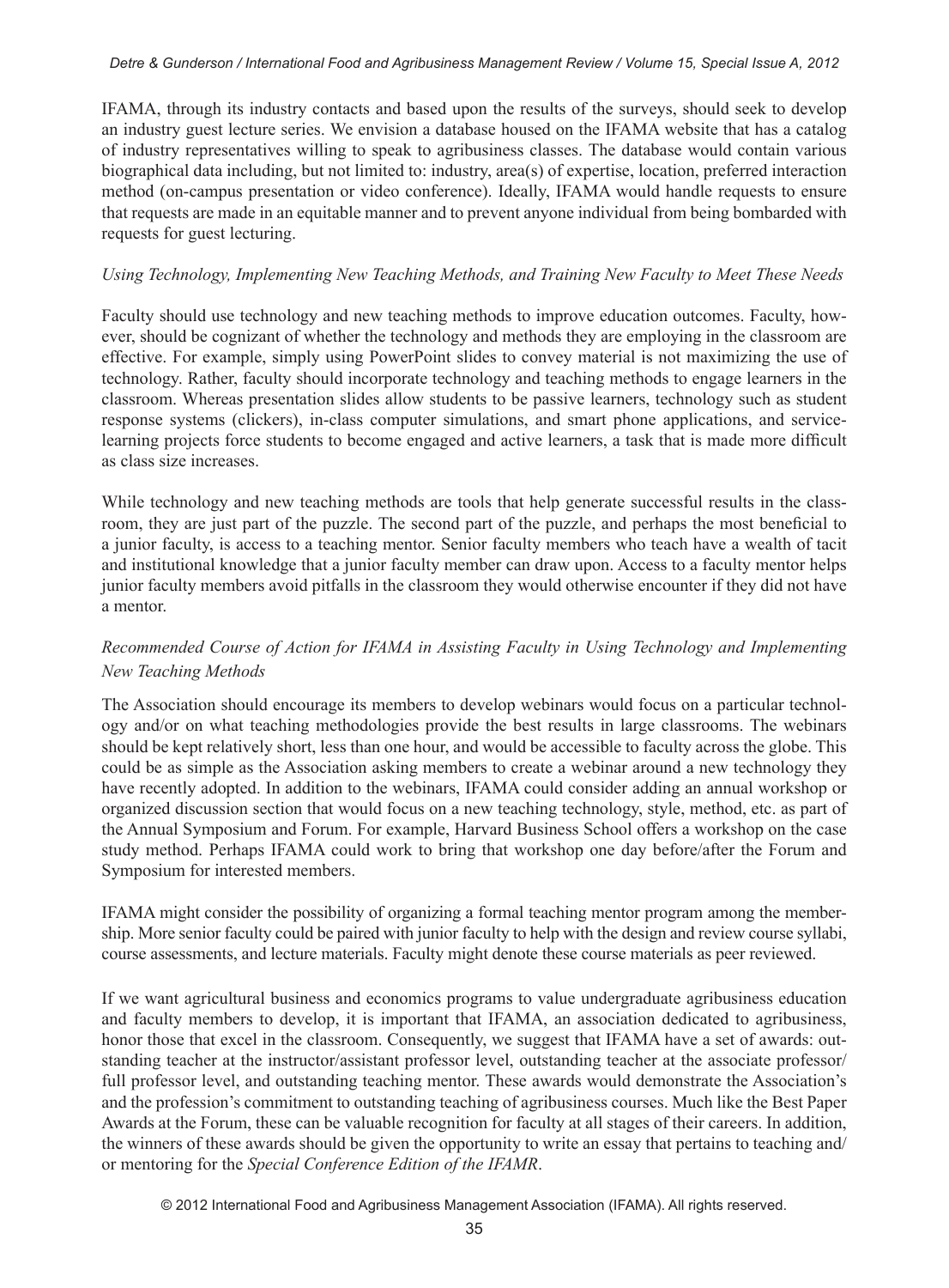IFAMA, through its industry contacts and based upon the results of the surveys, should seek to develop an industry guest lecture series. We envision a database housed on the IFAMA website that has a catalog of industry representatives willing to speak to agribusiness classes. The database would contain various biographical data including, but not limited to: industry, area(s) of expertise, location, preferred interaction method (on-campus presentation or video conference). Ideally, IFAMA would handle requests to ensure that requests are made in an equitable manner and to prevent anyone individual from being bombarded with requests for guest lecturing.

*Using Technology, Implementing New Teaching Methods, and Training New Faculty to Meet These Needs*

Faculty should use technology and new teaching methods to improve education outcomes. Faculty, however, should be cognizant of whether the technology and methods they are employing in the classroom are effective. For example, simply using PowerPoint slides to convey material is not maximizing the use of technology. Rather, faculty should incorporate technology and teaching methods to engage learners in the classroom. Whereas presentation slides allow students to be passive learners, technology such as student response systems (clickers), in-class computer simulations, and smart phone applications, and service-learning projects force students to become engaged and active learners, a task that is made more difficult as class size increases.

While technology and new teaching methods are tools that help generate successful results in the classroom, they are just part of the puzzle. The second part of the puzzle, and perhaps the most beneficial to a junior faculty, is access to a teaching mentor. Senior faculty members who teach have a wealth of tacit and institutional knowledge that a junior faculty member can draw upon. Access to a faculty mentor helps junior faculty members avoid pitfalls in the classroom they would otherwise encounter if they did not have a mentor.

*Recommended Course of Action for IFAMA in Assisting Faculty in Using Technology and Implementing New Teaching Methods*

The Association should encourage its members to develop webinars would focus on a particular technology and/or on what teaching methodologies provide the best results in large classrooms. The webinars should be kept relatively short, less than one hour, and would be accessible to faculty across the globe. This could be as simple as the Association asking members to create a webinar around a new technology they have recently adopted. In addition to the webinars, IFAMA could consider adding an annual workshop or organized discussion section that would focus on a new teaching technology, style, method, etc. as part of the Annual Symposium and Forum. For example, Harvard Business School offers a workshop on the case study method. Perhaps IFAMA could work to bring that workshop one day before/after the Forum and Symposium for interested members.

IFAMA might consider the possibility of organizing a formal teaching mentor program among the membership. More senior faculty could be paired with junior faculty to help with the design and review course syllabi, course assessments, and lecture materials. Faculty might denote these course materials as peer reviewed.

If we want agricultural business and economics programs to value undergraduate agribusiness education and faculty members to develop, it is important that IFAMA, an association dedicated to agribusiness, honor those that excel in the classroom. Consequently, we suggest that IFAMA have a set of awards: outstanding teacher at the instructor/assistant professor level, outstanding teacher at the associate professor/full professor level, and outstanding teaching mentor. These awards would demonstrate the Association's and the profession's commitment to outstanding teaching of agribusiness courses. Much like the Best Paper Awards at the Forum, these can be valuable recognition for faculty at all stages of their careers. In addition, the winners of these awards should be given the opportunity to write an essay that pertains to teaching and/or mentoring for the *Special Conference Edition of the IFAMR*.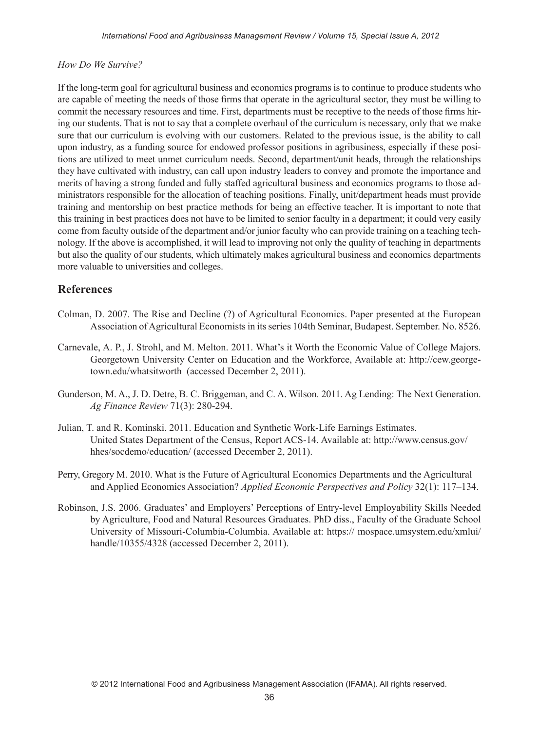*How Do We Survive?*

If the long-term goal for agricultural business and economics programs is to continue to produce students who are capable of meeting the needs of those firms that operate in the agricultural sector, they must be willing to commit the necessary resources and time. First, departments must be receptive to the needs of those firms hiring our students. That is not to say that a complete overhaul of the curriculum is necessary, only that we make sure that our curriculum is evolving with our customers. Related to the previous issue, is the ability to call upon industry, as a funding source for endowed professor positions in agribusiness, especially if these positions are utilized to meet unmet curriculum needs. Second, department/unit heads, through the relationships they have cultivated with industry, can call upon industry leaders to convey and promote the importance and merits of having a strong funded and fully staffed agricultural business and economics programs to those administrators responsible for the allocation of teaching positions. Finally, unit/department heads must provide training and mentorship on best practice methods for being an effective teacher. It is important to note that this training in best practices does not have to be limited to senior faculty in a department; it could very easily come from faculty outside of the department and/or junior faculty who can provide training on a teaching technology. If the above is accomplished, it will lead to improving not only the quality of teaching in departments but also the quality of our students, which ultimately makes agricultural business and economics departments more valuable to universities and colleges.

## References

Colman, D. 2007. The Rise and Decline (?) of Agricultural Economics. Paper presented at the European Association of Agricultural Economists in its series 104th Seminar, Budapest. September. No. 8526.

Carnevale, A. P., J. Strohl, and M. Melton. 2011. What's it Worth the Economic Value of College Majors. Georgetown University Center on Education and the Workforce, Available at: http://cew.georgetown.edu/whatsitworth (accessed December 2, 2011).

Gunderson, M. A., J. D. Detre, B. C. Briggeman, and C. A. Wilson. 2011. Ag Lending: The Next Generation. *Ag Finance Review* 71(3): 280-294.

Julian, T. and R. Kominski. 2011. Education and Synthetic Work-Life Earnings Estimates. United States Department of the Census, Report ACS-14. Available at: http://www.census.gov/hhes/socdemo/education/ (accessed December 2, 2011).

Perry, Gregory M. 2010. What is the Future of Agricultural Economics Departments and the Agricultural and Applied Economics Association? *Applied Economic Perspectives and Policy* 32(1): 117–134.

Robinson, J.S. 2006. Graduates' and Employers' Perceptions of Entry-level Employability Skills Needed by Agriculture, Food and Natural Resources Graduates. PhD diss., Faculty of the Graduate School University of Missouri-Columbia-Columbia. Available at: https:// mospace.umsystem.edu/xmlui/handle/10355/4328 (accessed December 2, 2011).